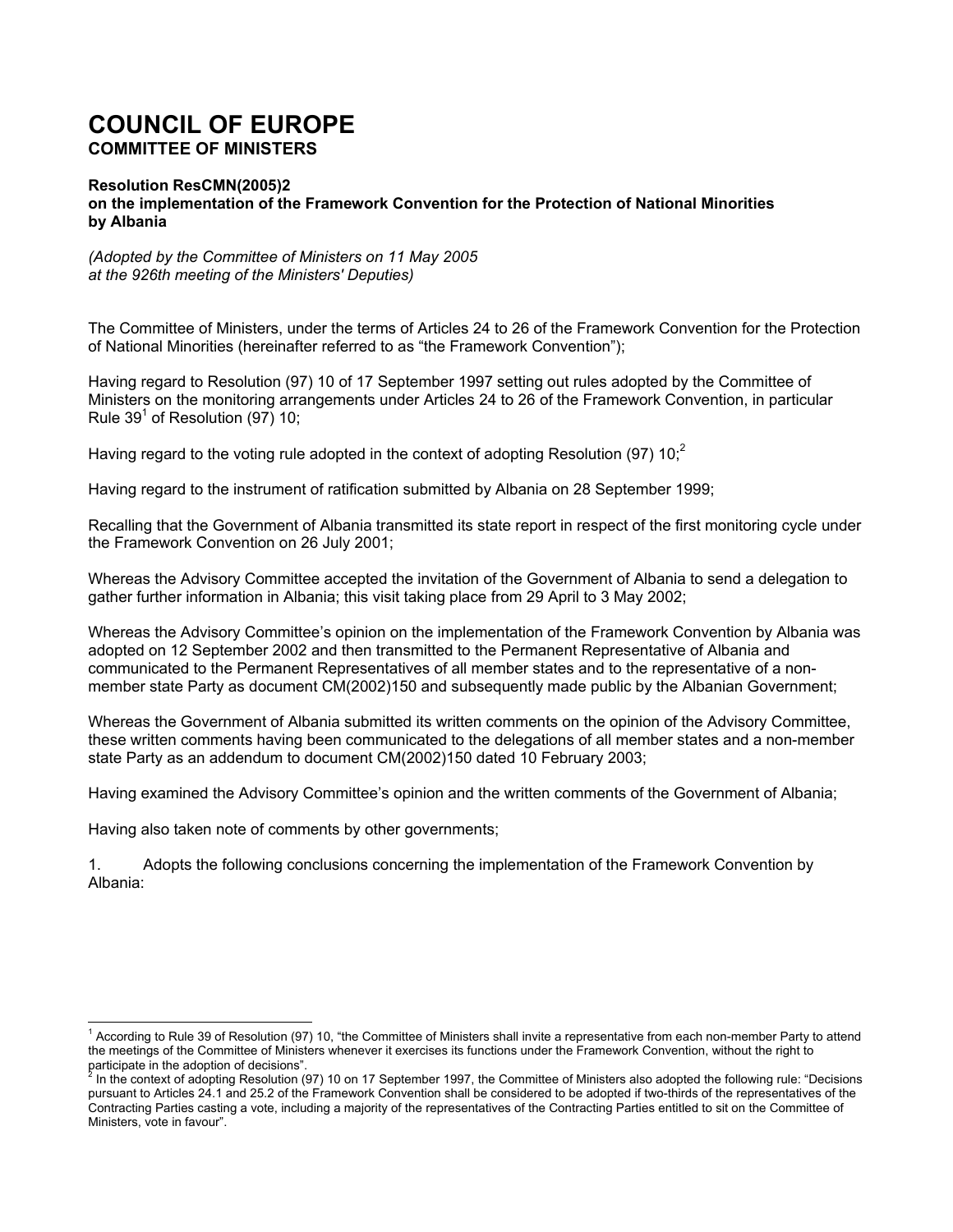# COUNCIL OF EUROPE

## COMMITTEE OF MINISTERS

### Resolution ResCMN(2005)2
### on the implementation of the Framework Convention for the Protection of National Minorities by Albania

*(Adopted by the Committee of Ministers on 11 May 2005 at the 926th meeting of the Ministers' Deputies)*

The Committee of Ministers, under the terms of Articles 24 to 26 of the Framework Convention for the Protection of National Minorities (hereinafter referred to as "the Framework Convention");

Having regard to Resolution (97) 10 of 17 September 1997 setting out rules adopted by the Committee of Ministers on the monitoring arrangements under Articles 24 to 26 of the Framework Convention, in particular Rule 39[1] of Resolution (97) 10;

Having regard to the voting rule adopted in the context of adopting Resolution (97) 10;[2]

Having regard to the instrument of ratification submitted by Albania on 28 September 1999;

Recalling that the Government of Albania transmitted its state report in respect of the first monitoring cycle under the Framework Convention on 26 July 2001;

Whereas the Advisory Committee accepted the invitation of the Government of Albania to send a delegation to gather further information in Albania; this visit taking place from 29 April to 3 May 2002;

Whereas the Advisory Committee's opinion on the implementation of the Framework Convention by Albania was adopted on 12 September 2002 and then transmitted to the Permanent Representative of Albania and communicated to the Permanent Representatives of all member states and to the representative of a non-member state Party as document CM(2002)150 and subsequently made public by the Albanian Government;

Whereas the Government of Albania submitted its written comments on the opinion of the Advisory Committee, these written comments having been communicated to the delegations of all member states and a non-member state Party as an addendum to document CM(2002)150 dated 10 February 2003;

Having examined the Advisory Committee's opinion and the written comments of the Government of Albania;

Having also taken note of comments by other governments;

1. Adopts the following conclusions concerning the implementation of the Framework Convention by Albania:

---

[1] According to Rule 39 of Resolution (97) 10, "the Committee of Ministers shall invite a representative from each non-member Party to attend the meetings of the Committee of Ministers whenever it exercises its functions under the Framework Convention, without the right to participate in the adoption of decisions".

[2] In the context of adopting Resolution (97) 10 on 17 September 1997, the Committee of Ministers also adopted the following rule: "Decisions pursuant to Articles 24.1 and 25.2 of the Framework Convention shall be considered to be adopted if two-thirds of the representatives of the Contracting Parties casting a vote, including a majority of the representatives of the Contracting Parties entitled to sit on the Committee of Ministers, vote in favour".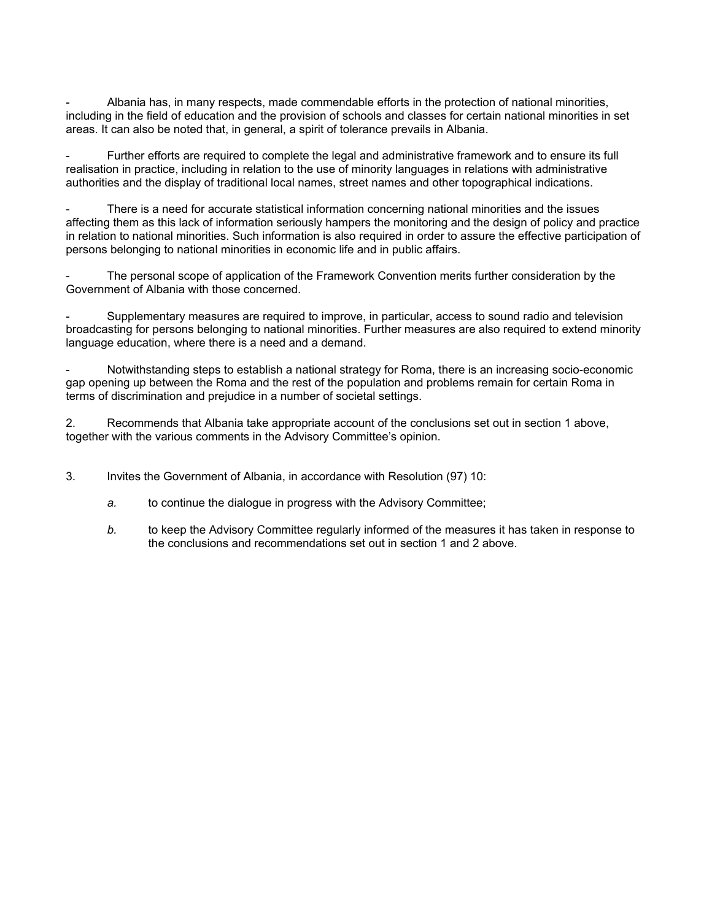- Albania has, in many respects, made commendable efforts in the protection of national minorities, including in the field of education and the provision of schools and classes for certain national minorities in set areas. It can also be noted that, in general, a spirit of tolerance prevails in Albania.

- Further efforts are required to complete the legal and administrative framework and to ensure its full realisation in practice, including in relation to the use of minority languages in relations with administrative authorities and the display of traditional local names, street names and other topographical indications.

- There is a need for accurate statistical information concerning national minorities and the issues affecting them as this lack of information seriously hampers the monitoring and the design of policy and practice in relation to national minorities. Such information is also required in order to assure the effective participation of persons belonging to national minorities in economic life and in public affairs.

- The personal scope of application of the Framework Convention merits further consideration by the Government of Albania with those concerned.

- Supplementary measures are required to improve, in particular, access to sound radio and television broadcasting for persons belonging to national minorities. Further measures are also required to extend minority language education, where there is a need and a demand.

- Notwithstanding steps to establish a national strategy for Roma, there is an increasing socio-economic gap opening up between the Roma and the rest of the population and problems remain for certain Roma in terms of discrimination and prejudice in a number of societal settings.

2. Recommends that Albania take appropriate account of the conclusions set out in section 1 above, together with the various comments in the Advisory Committee's opinion.

3. Invites the Government of Albania, in accordance with Resolution (97) 10:

   *a.* to continue the dialogue in progress with the Advisory Committee;

   *b.* to keep the Advisory Committee regularly informed of the measures it has taken in response to the conclusions and recommendations set out in section 1 and 2 above.